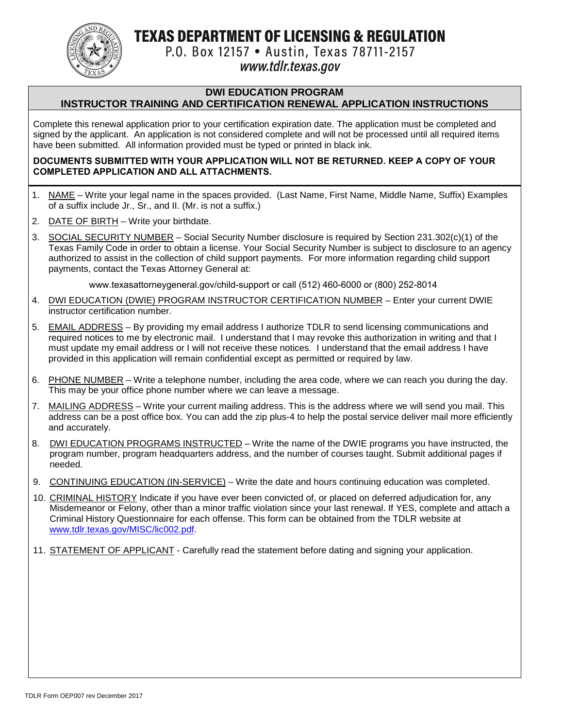# TEXAS DEPARTMENT OF LICENSING & REGULATION

P.O. Box 12157 • Austin, Texas 78711-2157

*www.tdlr.texas.gov*

## DWI EDUCATION PROGRAM
## INSTRUCTOR TRAINING AND CERTIFICATION RENEWAL APPLICATION INSTRUCTIONS

Complete this renewal application prior to your certification expiration date. The application must be completed and signed by the applicant. An application is not considered complete and will not be processed until all required items have been submitted. All information provided must be typed or printed in black ink.

**DOCUMENTS SUBMITTED WITH YOUR APPLICATION WILL NOT BE RETURNED. KEEP A COPY OF YOUR COMPLETED APPLICATION AND ALL ATTACHMENTS.**

1. NAME – Write your legal name in the spaces provided. (Last Name, First Name, Middle Name, Suffix) Examples of a suffix include Jr., Sr., and II. (Mr. is not a suffix.)
2. DATE OF BIRTH – Write your birthdate.
3. SOCIAL SECURITY NUMBER – Social Security Number disclosure is required by Section 231.302(c)(1) of the Texas Family Code in order to obtain a license. Your Social Security Number is subject to disclosure to an agency authorized to assist in the collection of child support payments. For more information regarding child support payments, contact the Texas Attorney General at:

   www.texasattorneygeneral.gov/child-support or call (512) 460-6000 or (800) 252-8014
4. DWI EDUCATION (DWIE) PROGRAM INSTRUCTOR CERTIFICATION NUMBER – Enter your current DWIE instructor certification number.
5. EMAIL ADDRESS – By providing my email address I authorize TDLR to send licensing communications and required notices to me by electronic mail. I understand that I may revoke this authorization in writing and that I must update my email address or I will not receive these notices. I understand that the email address I have provided in this application will remain confidential except as permitted or required by law.
6. PHONE NUMBER – Write a telephone number, including the area code, where we can reach you during the day. This may be your office phone number where we can leave a message.
7. MAILING ADDRESS – Write your current mailing address. This is the address where we will send you mail. This address can be a post office box. You can add the zip plus-4 to help the postal service deliver mail more efficiently and accurately.
8. DWI EDUCATION PROGRAMS INSTRUCTED – Write the name of the DWIE programs you have instructed, the program number, program headquarters address, and the number of courses taught. Submit additional pages if needed.
9. CONTINUING EDUCATION (IN-SERVICE) – Write the date and hours continuing education was completed.
10. CRIMINAL HISTORY Indicate if you have ever been convicted of, or placed on deferred adjudication for, any Misdemeanor or Felony, other than a minor traffic violation since your last renewal. If YES, complete and attach a Criminal History Questionnaire for each offense. This form can be obtained from the TDLR website at www.tdlr.texas.gov/MISC/lic002.pdf.
11. STATEMENT OF APPLICANT - Carefully read the statement before dating and signing your application.

TDLR Form OEP007 rev December 2017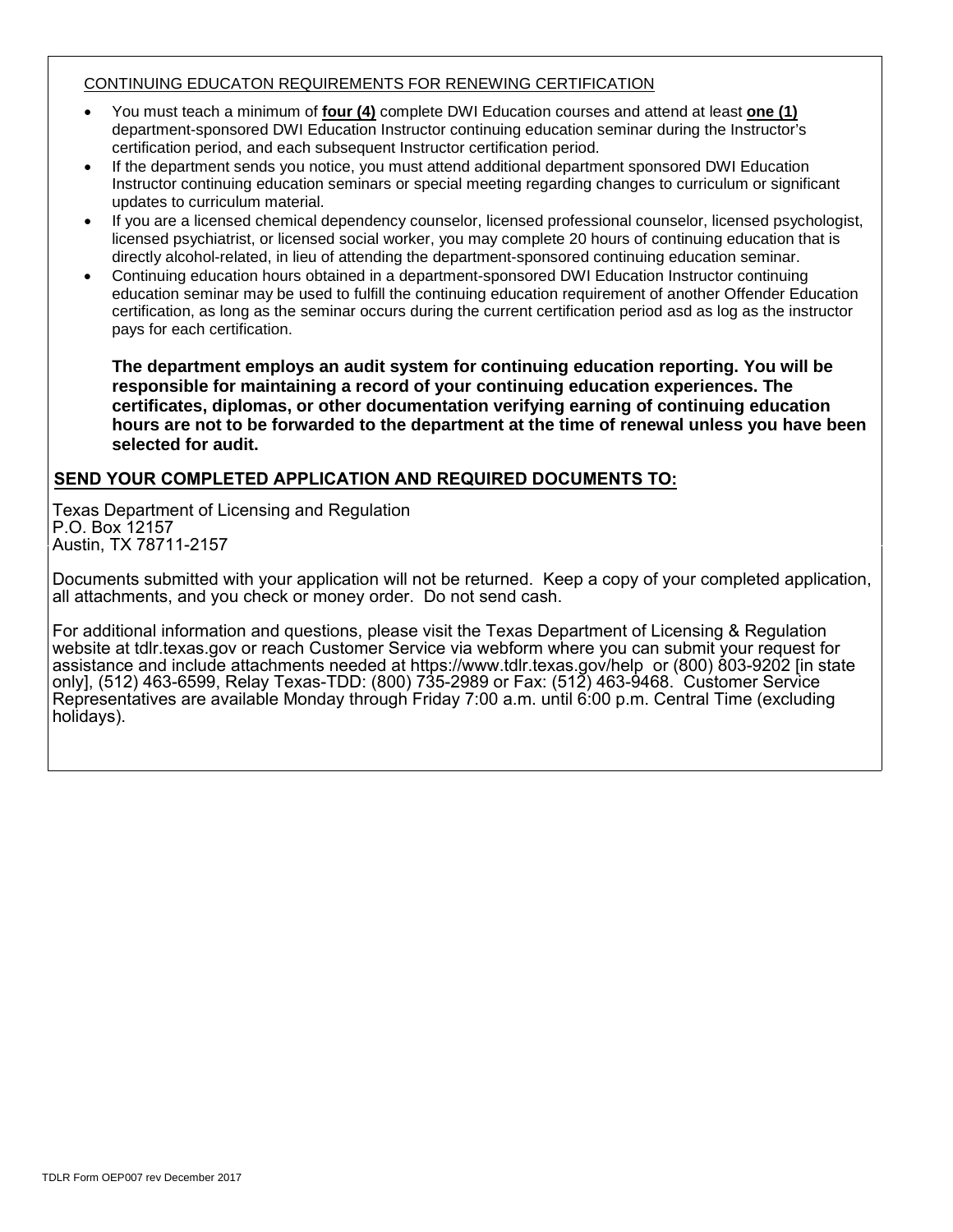## CONTINUING EDUCATON REQUIREMENTS FOR RENEWING CERTIFICATION

- You must teach a minimum of **four (4)** complete DWI Education courses and attend at least **one (1)** department-sponsored DWI Education Instructor continuing education seminar during the Instructor's certification period, and each subsequent Instructor certification period.
- If the department sends you notice, you must attend additional department sponsored DWI Education Instructor continuing education seminars or special meeting regarding changes to curriculum or significant updates to curriculum material.
- If you are a licensed chemical dependency counselor, licensed professional counselor, licensed psychologist, licensed psychiatrist, or licensed social worker, you may complete 20 hours of continuing education that is directly alcohol-related, in lieu of attending the department-sponsored continuing education seminar.
- Continuing education hours obtained in a department-sponsored DWI Education Instructor continuing education seminar may be used to fulfill the continuing education requirement of another Offender Education certification, as long as the seminar occurs during the current certification period asd as log as the instructor pays for each certification.

**The department employs an audit system for continuing education reporting. You will be responsible for maintaining a record of your continuing education experiences. The certificates, diplomas, or other documentation verifying earning of continuing education hours are not to be forwarded to the department at the time of renewal unless you have been selected for audit.**

## SEND YOUR COMPLETED APPLICATION AND REQUIRED DOCUMENTS TO:

Texas Department of Licensing and Regulation
P.O. Box 12157
Austin, TX 78711-2157

Documents submitted with your application will not be returned. Keep a copy of your completed application, all attachments, and you check or money order. Do not send cash.

For additional information and questions, please visit the Texas Department of Licensing & Regulation website at tdlr.texas.gov or reach Customer Service via webform where you can submit your request for assistance and include attachments needed at https://www.tdlr.texas.gov/help or (800) 803-9202 [in state only], (512) 463-6599, Relay Texas-TDD: (800) 735-2989 or Fax: (512) 463-9468. Customer Service Representatives are available Monday through Friday 7:00 a.m. until 6:00 p.m. Central Time (excluding holidays).

TDLR Form OEP007 rev December 2017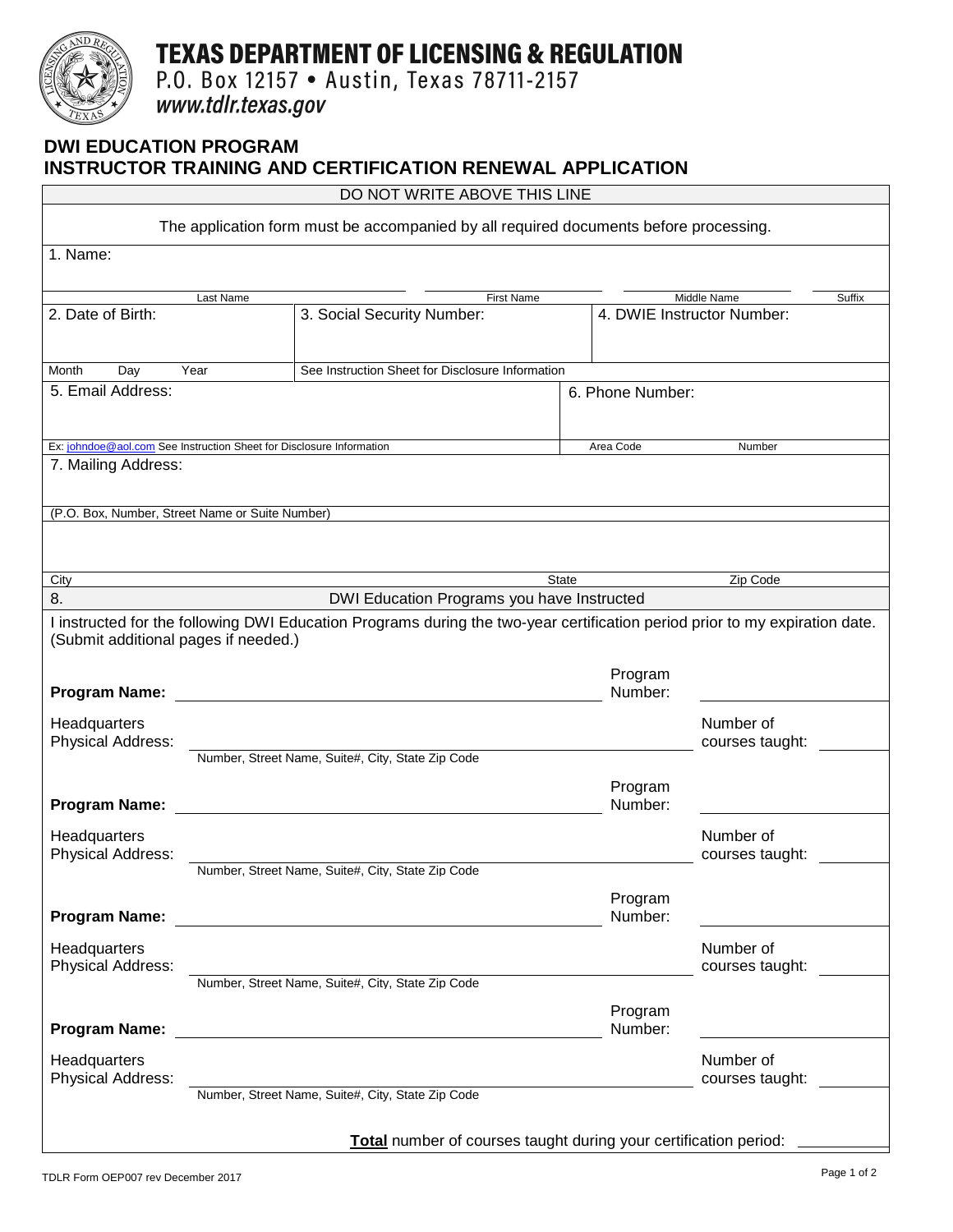# TEXAS DEPARTMENT OF LICENSING & REGULATION

P.O. Box 12157 • Austin, Texas 78711-2157

*www.tdlr.texas.gov*

## DWI EDUCATION PROGRAM
## INSTRUCTOR TRAINING AND CERTIFICATION RENEWAL APPLICATION

DO NOT WRITE ABOVE THIS LINE

The application form must be accompanied by all required documents before processing.

1. Name:

| Last Name | First Name | Middle Name | Suffix |
|---|---|---|---|
| | | | |

| 2. Date of Birth: | 3. Social Security Number: | 4. DWIE Instructor Number: |
|---|---|---|
| Month Day Year | See Instruction Sheet for Disclosure Information | |

| 5. Email Address: | 6. Phone Number: |
|---|---|
| Ex: johndoe@aol.com See Instruction Sheet for Disclosure Information | Area Code Number |

7. Mailing Address:

(P.O. Box, Number, Street Name or Suite Number)

| City | State | Zip Code |
|---|---|---|
| | | |

### 8. DWI Education Programs you have Instructed

I instructed for the following DWI Education Programs during the two-year certification period prior to my expiration date. (Submit additional pages if needed.)

**Program Name:** ______________________ Program Number: __________

Headquarters Physical Address: ______________________ Number of courses taught: ______
Number, Street Name, Suite#, City, State Zip Code

**Program Name:** ______________________ Program Number: __________

Headquarters Physical Address: ______________________ Number of courses taught: ______
Number, Street Name, Suite#, City, State Zip Code

**Program Name:** ______________________ Program Number: __________

Headquarters Physical Address: ______________________ Number of courses taught: ______
Number, Street Name, Suite#, City, State Zip Code

**Program Name:** ______________________ Program Number: __________

Headquarters Physical Address: ______________________ Number of courses taught: ______
Number, Street Name, Suite#, City, State Zip Code

**Total** number of courses taught during your certification period: ______

TDLR Form OEP007 rev December 2017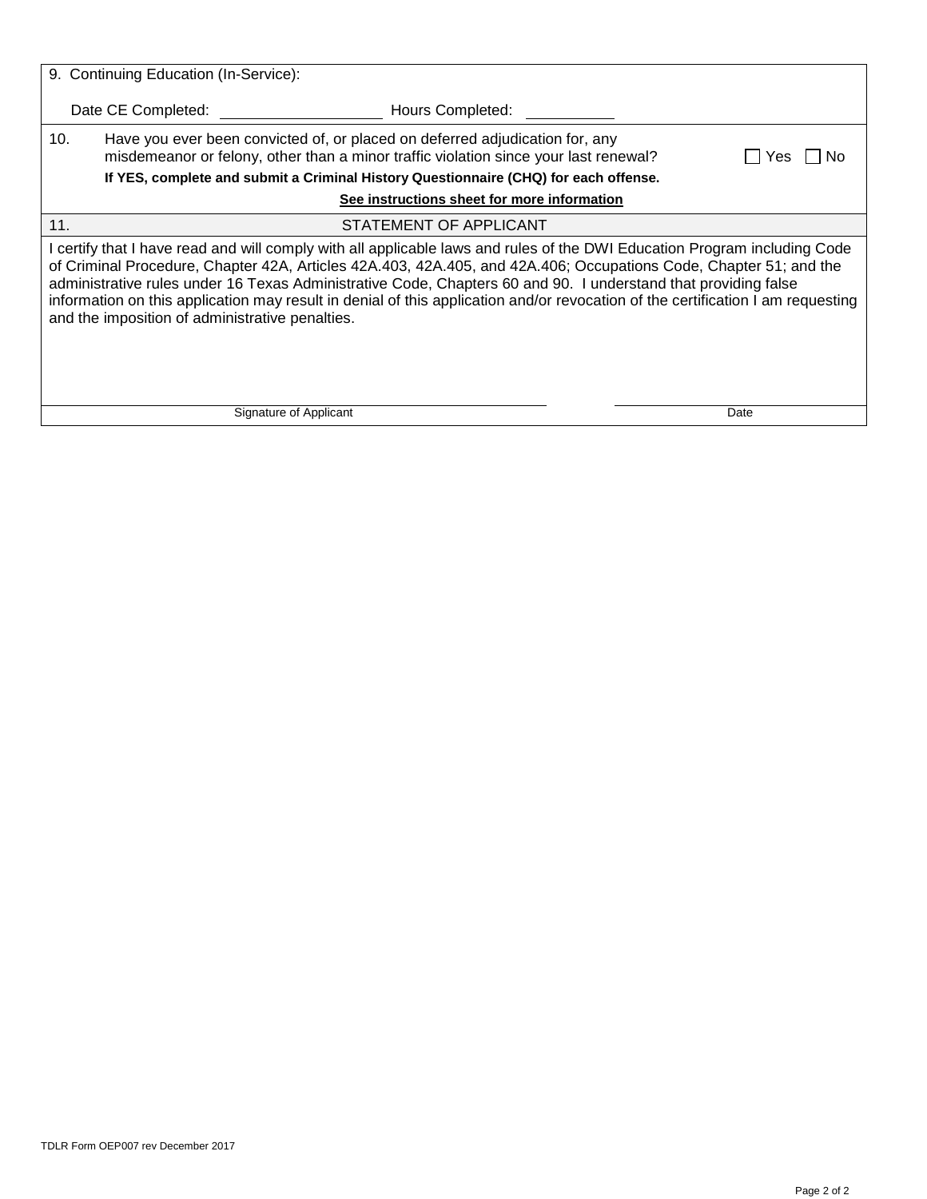9. Continuing Education (In-Service):

Date CE Completed: ____________________ Hours Completed: ___________

10. Have you ever been convicted of, or placed on deferred adjudication for, any misdemeanor or felony, other than a minor traffic violation since your last renewal? ☐ Yes ☐ No

**If YES, complete and submit a Criminal History Questionnaire (CHQ) for each offense.**

**See instructions sheet for more information**

11. STATEMENT OF APPLICANT

I certify that I have read and will comply with all applicable laws and rules of the DWI Education Program including Code of Criminal Procedure, Chapter 42A, Articles 42A.403, 42A.405, and 42A.406; Occupations Code, Chapter 51; and the administrative rules under 16 Texas Administrative Code, Chapters 60 and 90. I understand that providing false information on this application may result in denial of this application and/or revocation of the certification I am requesting and the imposition of administrative penalties.

_______________________________________ _______________

Signature of Applicant Date

TDLR Form OEP007 rev December 2017